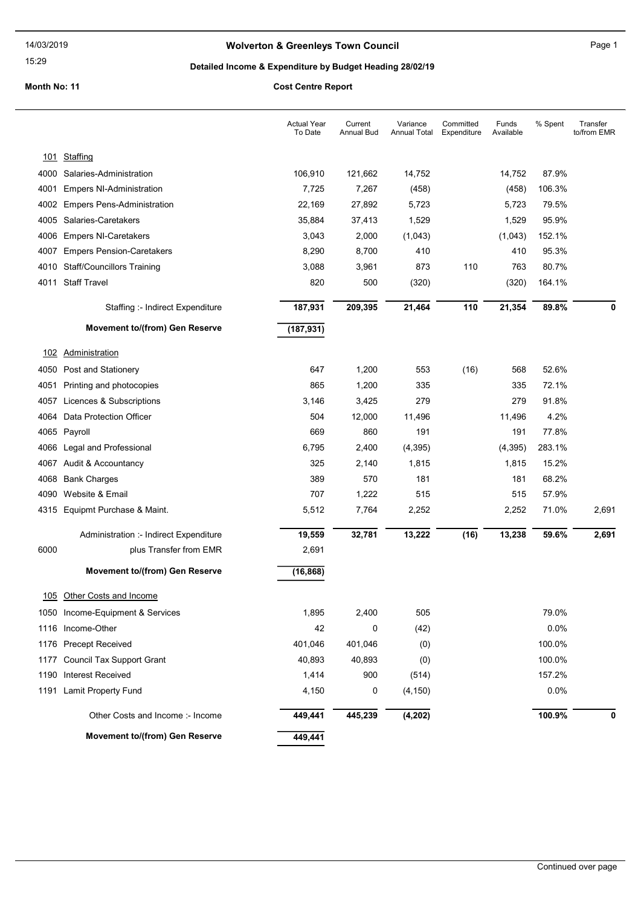14/03/2019

15:29

# Wolverton & Greenleys Town Council

## Detailed Income & Expenditure by Budget Heading 28/02/19

**Month No: 11** **Cost Centre Report**

| | | Actual Year To Date | Current Annual Bud | Variance Annual Total | Committed Expenditure | Funds Available | % Spent | Transfer to/from EMR |
|---|---|---|---|---|---|---|---|---|
| **101** | **Staffing** | | | | | | | |
| 4000 | Salaries-Administration | 106,910 | 121,662 | 14,752 | | 14,752 | 87.9% | |
| 4001 | Empers NI-Administration | 7,725 | 7,267 | (458) | | (458) | 106.3% | |
| 4002 | Empers Pens-Administration | 22,169 | 27,892 | 5,723 | | 5,723 | 79.5% | |
| 4005 | Salaries-Caretakers | 35,884 | 37,413 | 1,529 | | 1,529 | 95.9% | |
| 4006 | Empers NI-Caretakers | 3,043 | 2,000 | (1,043) | | (1,043) | 152.1% | |
| 4007 | Empers Pension-Caretakers | 8,290 | 8,700 | 410 | | 410 | 95.3% | |
| 4010 | Staff/Councillors Training | 3,088 | 3,961 | 873 | 110 | 763 | 80.7% | |
| 4011 | Staff Travel | 820 | 500 | (320) | | (320) | 164.1% | |
| | Staffing :- Indirect Expenditure | **187,931** | **209,395** | **21,464** | **110** | **21,354** | **89.8%** | **0** |
| | **Movement to/(from) Gen Reserve** | **(187,931)** | | | | | | |
| **102** | **Administration** | | | | | | | |
| 4050 | Post and Stationery | 647 | 1,200 | 553 | (16) | 568 | 52.6% | |
| 4051 | Printing and photocopies | 865 | 1,200 | 335 | | 335 | 72.1% | |
| 4057 | Licences & Subscriptions | 3,146 | 3,425 | 279 | | 279 | 91.8% | |
| 4064 | Data Protection Officer | 504 | 12,000 | 11,496 | | 11,496 | 4.2% | |
| 4065 | Payroll | 669 | 860 | 191 | | 191 | 77.8% | |
| 4066 | Legal and Professional | 6,795 | 2,400 | (4,395) | | (4,395) | 283.1% | |
| 4067 | Audit & Accountancy | 325 | 2,140 | 1,815 | | 1,815 | 15.2% | |
| 4068 | Bank Charges | 389 | 570 | 181 | | 181 | 68.2% | |
| 4090 | Website & Email | 707 | 1,222 | 515 | | 515 | 57.9% | |
| 4315 | Equipmt Purchase & Maint. | 5,512 | 7,764 | 2,252 | | 2,252 | 71.0% | 2,691 |
| | Administration :- Indirect Expenditure | **19,559** | **32,781** | **13,222** | **(16)** | **13,238** | **59.6%** | **2,691** |
| 6000 | plus Transfer from EMR | 2,691 | | | | | | |
| | **Movement to/(from) Gen Reserve** | **(16,868)** | | | | | | |
| **105** | **Other Costs and Income** | | | | | | | |
| 1050 | Income-Equipment & Services | 1,895 | 2,400 | 505 | | | 79.0% | |
| 1116 | Income-Other | 42 | 0 | (42) | | | 0.0% | |
| 1176 | Precept Received | 401,046 | 401,046 | (0) | | | 100.0% | |
| 1177 | Council Tax Support Grant | 40,893 | 40,893 | (0) | | | 100.0% | |
| 1190 | Interest Received | 1,414 | 900 | (514) | | | 157.2% | |
| 1191 | Lamit Property Fund | 4,150 | 0 | (4,150) | | | 0.0% | |
| | Other Costs and Income :- Income | **449,441** | **445,239** | **(4,202)** | | | **100.9%** | **0** |
| | **Movement to/(from) Gen Reserve** | **449,441** | | | | | | |

Continued over page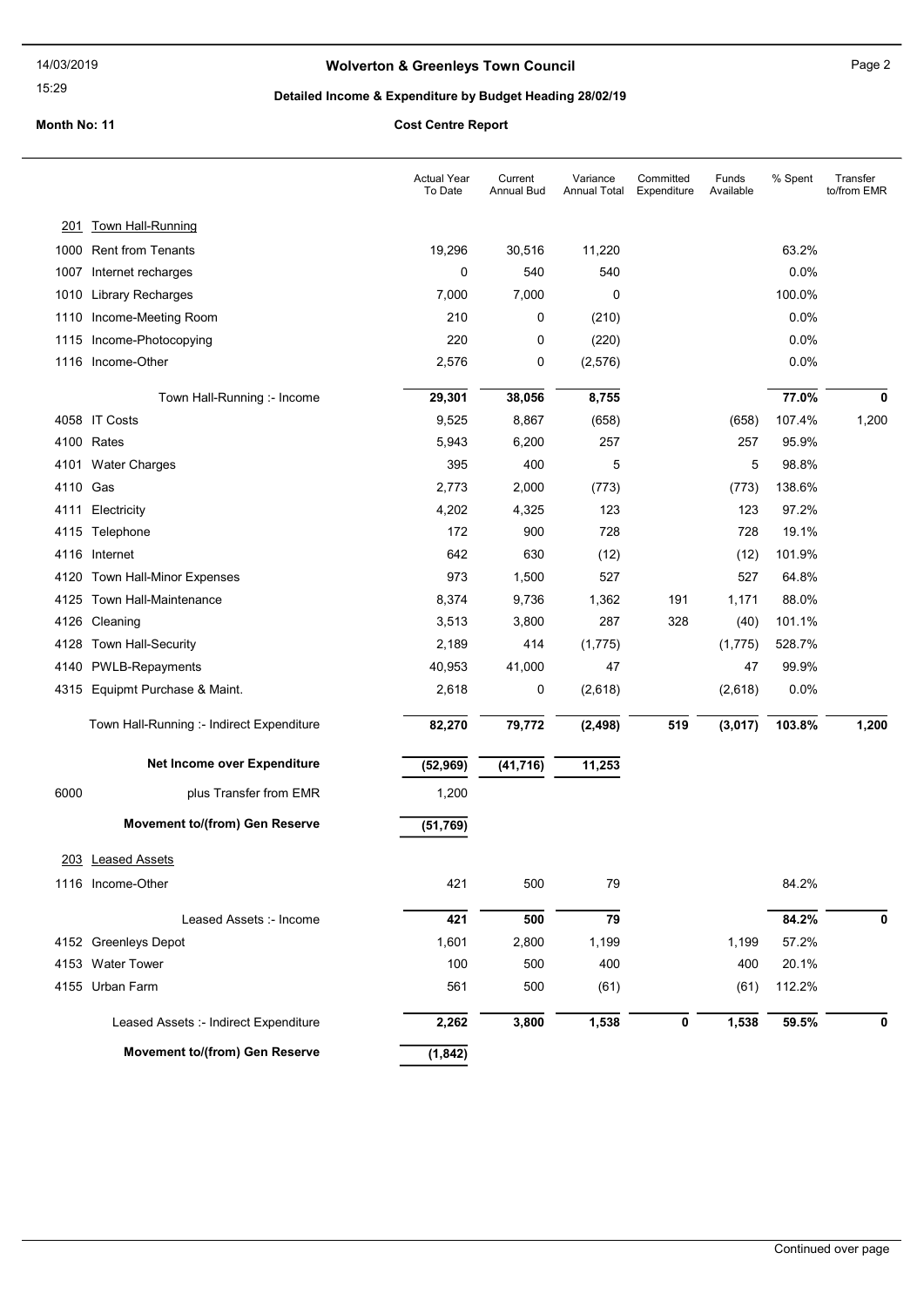# Wolverton & Greenleys Town Council

## Detailed Income & Expenditure by Budget Heading 28/02/19

**Month No: 11** — **Cost Centre Report**

| | | Actual Year To Date | Current Annual Bud | Variance Annual Total | Committed Expenditure | Funds Available | % Spent | Transfer to/from EMR |
|---|---|---|---|---|---|---|---|---|
| 201 | Town Hall-Running | | | | | | | |
| 1000 | Rent from Tenants | 19,296 | 30,516 | 11,220 | | | 63.2% | |
| 1007 | Internet recharges | 0 | 540 | 540 | | | 0.0% | |
| 1010 | Library Recharges | 7,000 | 7,000 | 0 | | | 100.0% | |
| 1110 | Income-Meeting Room | 210 | 0 | (210) | | | 0.0% | |
| 1115 | Income-Photocopying | 220 | 0 | (220) | | | 0.0% | |
| 1116 | Income-Other | 2,576 | 0 | (2,576) | | | 0.0% | |
| | Town Hall-Running :- Income | **29,301** | **38,056** | **8,755** | | | **77.0%** | **0** |
| 4058 | IT Costs | 9,525 | 8,867 | (658) | | (658) | 107.4% | 1,200 |
| 4100 | Rates | 5,943 | 6,200 | 257 | | 257 | 95.9% | |
| 4101 | Water Charges | 395 | 400 | 5 | | 5 | 98.8% | |
| 4110 | Gas | 2,773 | 2,000 | (773) | | (773) | 138.6% | |
| 4111 | Electricity | 4,202 | 4,325 | 123 | | 123 | 97.2% | |
| 4115 | Telephone | 172 | 900 | 728 | | 728 | 19.1% | |
| 4116 | Internet | 642 | 630 | (12) | | (12) | 101.9% | |
| 4120 | Town Hall-Minor Expenses | 973 | 1,500 | 527 | | 527 | 64.8% | |
| 4125 | Town Hall-Maintenance | 8,374 | 9,736 | 1,362 | 191 | 1,171 | 88.0% | |
| 4126 | Cleaning | 3,513 | 3,800 | 287 | 328 | (40) | 101.1% | |
| 4128 | Town Hall-Security | 2,189 | 414 | (1,775) | | (1,775) | 528.7% | |
| 4140 | PWLB-Repayments | 40,953 | 41,000 | 47 | | 47 | 99.9% | |
| 4315 | Equipmt Purchase & Maint. | 2,618 | 0 | (2,618) | | (2,618) | 0.0% | |
| | Town Hall-Running :- Indirect Expenditure | **82,270** | **79,772** | **(2,498)** | **519** | **(3,017)** | **103.8%** | **1,200** |
| | **Net Income over Expenditure** | **(52,969)** | **(41,716)** | **11,253** | | | | |
| 6000 | plus Transfer from EMR | 1,200 | | | | | | |
| | **Movement to/(from) Gen Reserve** | **(51,769)** | | | | | | |
| 203 | Leased Assets | | | | | | | |
| 1116 | Income-Other | 421 | 500 | 79 | | | 84.2% | |
| | Leased Assets :- Income | **421** | **500** | **79** | | | **84.2%** | **0** |
| 4152 | Greenleys Depot | 1,601 | 2,800 | 1,199 | | 1,199 | 57.2% | |
| 4153 | Water Tower | 100 | 500 | 400 | | 400 | 20.1% | |
| 4155 | Urban Farm | 561 | 500 | (61) | | (61) | 112.2% | |
| | Leased Assets :- Indirect Expenditure | **2,262** | **3,800** | **1,538** | **0** | **1,538** | **59.5%** | **0** |
| | **Movement to/(from) Gen Reserve** | **(1,842)** | | | | | | |

Continued over page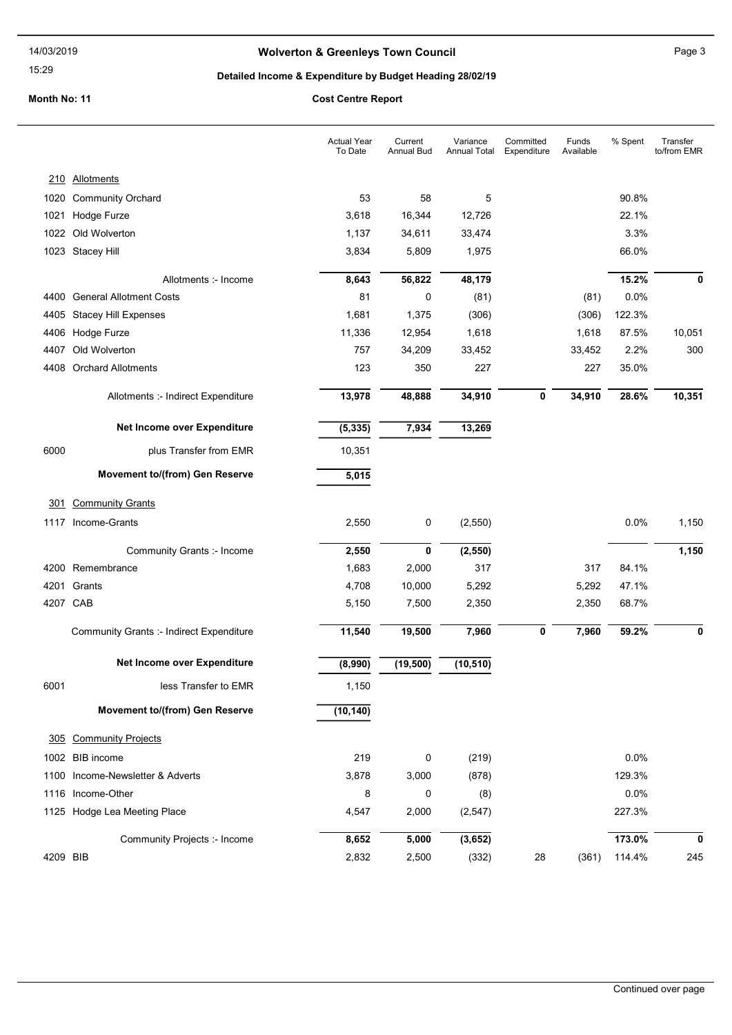**Wolverton & Greenleys Town Council**

**Detailed Income & Expenditure by Budget Heading 28/02/19**

**Month No: 11** **Cost Centre Report**

| | | Actual Year To Date | Current Annual Bud | Variance Annual Total | Committed Expenditure | Funds Available | % Spent | Transfer to/from EMR |
|---|---|---|---|---|---|---|---|---|
| 210 | Allotments | | | | | | | |
| 1020 | Community Orchard | 53 | 58 | 5 | | | 90.8% | |
| 1021 | Hodge Furze | 3,618 | 16,344 | 12,726 | | | 22.1% | |
| 1022 | Old Wolverton | 1,137 | 34,611 | 33,474 | | | 3.3% | |
| 1023 | Stacey Hill | 3,834 | 5,809 | 1,975 | | | 66.0% | |
| | Allotments :- Income | **8,643** | **56,822** | **48,179** | | | **15.2%** | **0** |
| 4400 | General Allotment Costs | 81 | 0 | (81) | | (81) | 0.0% | |
| 4405 | Stacey Hill Expenses | 1,681 | 1,375 | (306) | | (306) | 122.3% | |
| 4406 | Hodge Furze | 11,336 | 12,954 | 1,618 | | 1,618 | 87.5% | 10,051 |
| 4407 | Old Wolverton | 757 | 34,209 | 33,452 | | 33,452 | 2.2% | 300 |
| 4408 | Orchard Allotments | 123 | 350 | 227 | | 227 | 35.0% | |
| | Allotments :- Indirect Expenditure | **13,978** | **48,888** | **34,910** | **0** | **34,910** | **28.6%** | **10,351** |
| | **Net Income over Expenditure** | **(5,335)** | **7,934** | **13,269** | | | | |
| 6000 | plus Transfer from EMR | 10,351 | | | | | | |
| | **Movement to/(from) Gen Reserve** | **5,015** | | | | | | |
| 301 | Community Grants | | | | | | | |
| 1117 | Income-Grants | 2,550 | 0 | (2,550) | | | 0.0% | 1,150 |
| | Community Grants :- Income | **2,550** | **0** | **(2,550)** | | | | **1,150** |
| 4200 | Remembrance | 1,683 | 2,000 | 317 | | 317 | 84.1% | |
| 4201 | Grants | 4,708 | 10,000 | 5,292 | | 5,292 | 47.1% | |
| 4207 | CAB | 5,150 | 7,500 | 2,350 | | 2,350 | 68.7% | |
| | Community Grants :- Indirect Expenditure | **11,540** | **19,500** | **7,960** | **0** | **7,960** | **59.2%** | **0** |
| | **Net Income over Expenditure** | **(8,990)** | **(19,500)** | **(10,510)** | | | | |
| 6001 | less Transfer to EMR | 1,150 | | | | | | |
| | **Movement to/(from) Gen Reserve** | **(10,140)** | | | | | | |
| 305 | Community Projects | | | | | | | |
| 1002 | BIB income | 219 | 0 | (219) | | | 0.0% | |
| 1100 | Income-Newsletter & Adverts | 3,878 | 3,000 | (878) | | | 129.3% | |
| 1116 | Income-Other | 8 | 0 | (8) | | | 0.0% | |
| 1125 | Hodge Lea Meeting Place | 4,547 | 2,000 | (2,547) | | | 227.3% | |
| | Community Projects :- Income | **8,652** | **5,000** | **(3,652)** | | | **173.0%** | **0** |
| 4209 | BIB | 2,832 | 2,500 | (332) | 28 | (361) | 114.4% | 245 |

Continued over page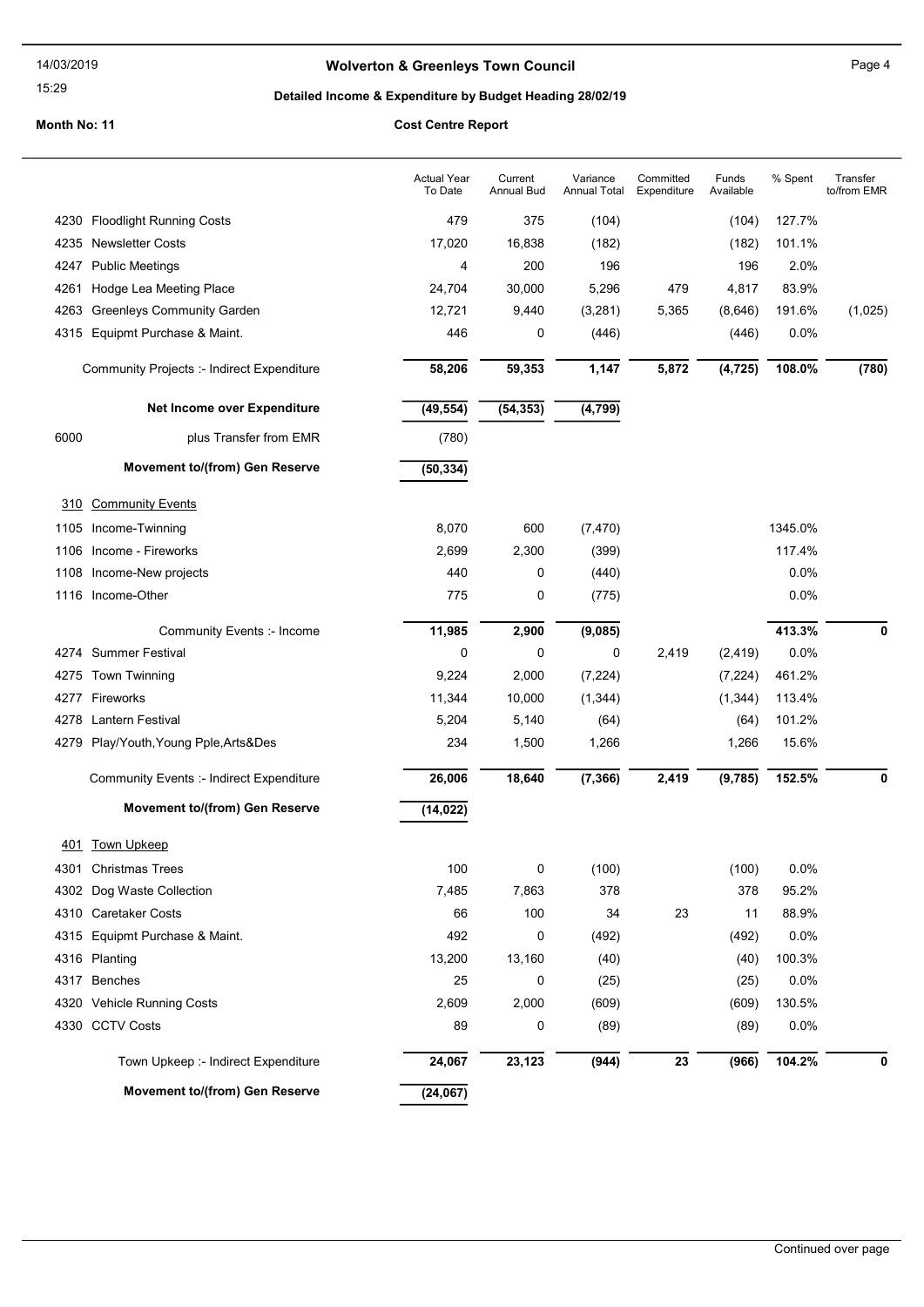**Wolverton & Greenleys Town Council**

**Detailed Income & Expenditure by Budget Heading 28/02/19**

**Month No: 11** **Cost Centre Report**

| | | Actual Year To Date | Current Annual Bud | Variance Annual Total | Committed Expenditure | Funds Available | % Spent | Transfer to/from EMR |
|---|---|---|---|---|---|---|---|---|
| 4230 | Floodlight Running Costs | 479 | 375 | (104) | | (104) | 127.7% | |
| 4235 | Newsletter Costs | 17,020 | 16,838 | (182) | | (182) | 101.1% | |
| 4247 | Public Meetings | 4 | 200 | 196 | | 196 | 2.0% | |
| 4261 | Hodge Lea Meeting Place | 24,704 | 30,000 | 5,296 | 479 | 4,817 | 83.9% | |
| 4263 | Greenleys Community Garden | 12,721 | 9,440 | (3,281) | 5,365 | (8,646) | 191.6% | (1,025) |
| 4315 | Equipmt Purchase & Maint. | 446 | 0 | (446) | | (446) | 0.0% | |
| | Community Projects :- Indirect Expenditure | **58,206** | **59,353** | **1,147** | **5,872** | **(4,725)** | **108.0%** | **(780)** |
| | **Net Income over Expenditure** | **(49,554)** | **(54,353)** | **(4,799)** | | | | |
| 6000 | plus Transfer from EMR | (780) | | | | | | |
| | **Movement to/(from) Gen Reserve** | **(50,334)** | | | | | | |
| 310 | Community Events | | | | | | | |
| 1105 | Income-Twinning | 8,070 | 600 | (7,470) | | | 1345.0% | |
| 1106 | Income - Fireworks | 2,699 | 2,300 | (399) | | | 117.4% | |
| 1108 | Income-New projects | 440 | 0 | (440) | | | 0.0% | |
| 1116 | Income-Other | 775 | 0 | (775) | | | 0.0% | |
| | Community Events :- Income | **11,985** | **2,900** | **(9,085)** | | | **413.3%** | **0** |
| 4274 | Summer Festival | 0 | 0 | 0 | 2,419 | (2,419) | 0.0% | |
| 4275 | Town Twinning | 9,224 | 2,000 | (7,224) | | (7,224) | 461.2% | |
| 4277 | Fireworks | 11,344 | 10,000 | (1,344) | | (1,344) | 113.4% | |
| 4278 | Lantern Festival | 5,204 | 5,140 | (64) | | (64) | 101.2% | |
| 4279 | Play/Youth,Young Pple,Arts&Des | 234 | 1,500 | 1,266 | | 1,266 | 15.6% | |
| | Community Events :- Indirect Expenditure | **26,006** | **18,640** | **(7,366)** | **2,419** | **(9,785)** | **152.5%** | **0** |
| | **Movement to/(from) Gen Reserve** | **(14,022)** | | | | | | |
| 401 | Town Upkeep | | | | | | | |
| 4301 | Christmas Trees | 100 | 0 | (100) | | (100) | 0.0% | |
| 4302 | Dog Waste Collection | 7,485 | 7,863 | 378 | | 378 | 95.2% | |
| 4310 | Caretaker Costs | 66 | 100 | 34 | 23 | 11 | 88.9% | |
| 4315 | Equipmt Purchase & Maint. | 492 | 0 | (492) | | (492) | 0.0% | |
| 4316 | Planting | 13,200 | 13,160 | (40) | | (40) | 100.3% | |
| 4317 | Benches | 25 | 0 | (25) | | (25) | 0.0% | |
| 4320 | Vehicle Running Costs | 2,609 | 2,000 | (609) | | (609) | 130.5% | |
| 4330 | CCTV Costs | 89 | 0 | (89) | | (89) | 0.0% | |
| | Town Upkeep :- Indirect Expenditure | **24,067** | **23,123** | **(944)** | **23** | **(966)** | **104.2%** | **0** |
| | **Movement to/(from) Gen Reserve** | **(24,067)** | | | | | | |

Continued over page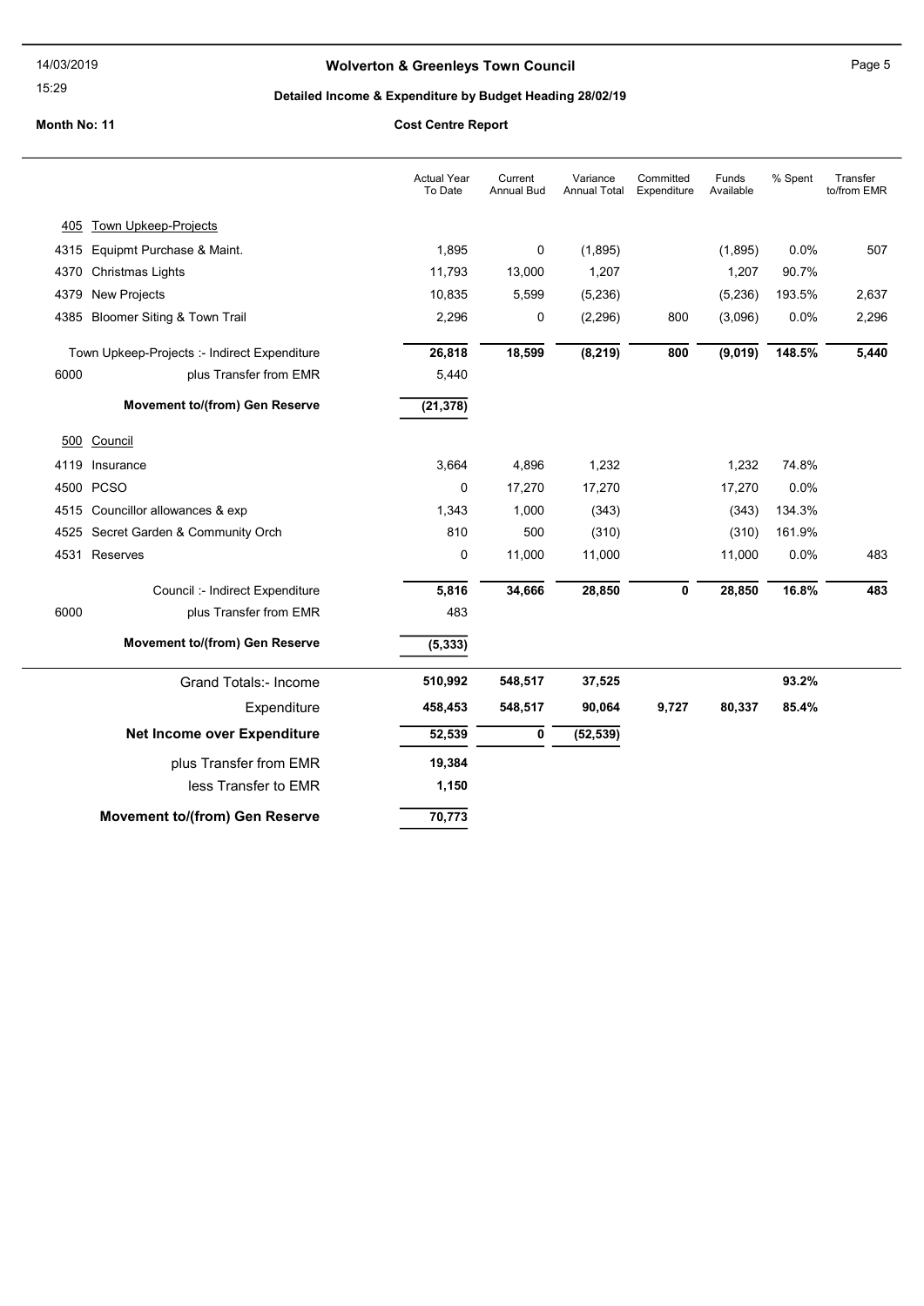**Wolverton & Greenleys Town Council**

**Detailed Income & Expenditure by Budget Heading 28/02/19**

**Month No: 11** **Cost Centre Report**

| | | Actual Year To Date | Current Annual Bud | Variance Annual Total | Committed Expenditure | Funds Available | % Spent | Transfer to/from EMR |
|---|---|---|---|---|---|---|---|---|
| 405 | Town Upkeep-Projects | | | | | | | |
| 4315 | Equipmt Purchase & Maint. | 1,895 | 0 | (1,895) | | (1,895) | 0.0% | 507 |
| 4370 | Christmas Lights | 11,793 | 13,000 | 1,207 | | 1,207 | 90.7% | |
| 4379 | New Projects | 10,835 | 5,599 | (5,236) | | (5,236) | 193.5% | 2,637 |
| 4385 | Bloomer Siting & Town Trail | 2,296 | 0 | (2,296) | 800 | (3,096) | 0.0% | 2,296 |
| | Town Upkeep-Projects :- Indirect Expenditure | **26,818** | **18,599** | **(8,219)** | **800** | **(9,019)** | **148.5%** | **5,440** |
| 6000 | plus Transfer from EMR | 5,440 | | | | | | |
| | **Movement to/(from) Gen Reserve** | **(21,378)** | | | | | | |
| 500 | Council | | | | | | | |
| 4119 | Insurance | 3,664 | 4,896 | 1,232 | | 1,232 | 74.8% | |
| 4500 | PCSO | 0 | 17,270 | 17,270 | | 17,270 | 0.0% | |
| 4515 | Councillor allowances & exp | 1,343 | 1,000 | (343) | | (343) | 134.3% | |
| 4525 | Secret Garden & Community Orch | 810 | 500 | (310) | | (310) | 161.9% | |
| 4531 | Reserves | 0 | 11,000 | 11,000 | | 11,000 | 0.0% | 483 |
| | Council :- Indirect Expenditure | **5,816** | **34,666** | **28,850** | **0** | **28,850** | **16.8%** | **483** |
| 6000 | plus Transfer from EMR | 483 | | | | | | |
| | **Movement to/(from) Gen Reserve** | **(5,333)** | | | | | | |
| | Grand Totals:- Income | **510,992** | **548,517** | **37,525** | | | **93.2%** | |
| | Expenditure | **458,453** | **548,517** | **90,064** | **9,727** | **80,337** | **85.4%** | |
| | **Net Income over Expenditure** | **52,539** | **0** | **(52,539)** | | | | |
| | plus Transfer from EMR | **19,384** | | | | | | |
| | less Transfer to EMR | **1,150** | | | | | | |
| | **Movement to/(from) Gen Reserve** | **70,773** | | | | | | |